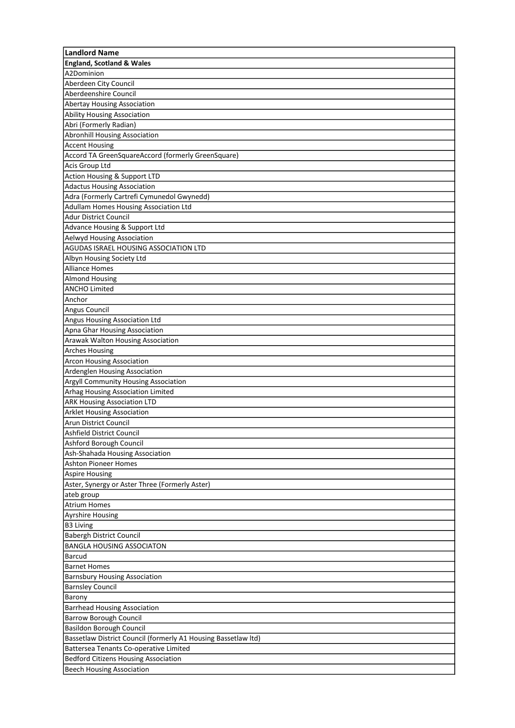| Landlord Name |
|---|
| **England, Scotland & Wales** |
| A2Dominion |
| Aberdeen City Council |
| Aberdeenshire Council |
| Abertay Housing Association |
| Ability Housing Association |
| Abri (Formerly Radian) |
| Abronhill Housing Association |
| Accent Housing |
| Accord TA GreenSquareAccord (formerly GreenSquare) |
| Acis Group Ltd |
| Action Housing & Support LTD |
| Adactus Housing Association |
| Adra (Formerly Cartrefi Cymunedol Gwynedd) |
| Adullam Homes Housing Association Ltd |
| Adur District Council |
| Advance Housing & Support Ltd |
| Aelwyd Housing Association |
| AGUDAS ISRAEL HOUSING ASSOCIATION LTD |
| Albyn Housing Society Ltd |
| Alliance Homes |
| Almond Housing |
| ANCHO Limited |
| Anchor |
| Angus Council |
| Angus Housing Association Ltd |
| Apna Ghar Housing Association |
| Arawak Walton Housing Association |
| Arches Housing |
| Arcon Housing Association |
| Ardenglen Housing Association |
| Argyll Community Housing Association |
| Arhag Housing Association Limited |
| ARK Housing Association LTD |
| Arklet Housing Association |
| Arun District Council |
| Ashfield District Council |
| Ashford Borough Council |
| Ash-Shahada Housing Association |
| Ashton Pioneer Homes |
| Aspire Housing |
| Aster, Synergy or Aster Three (Formerly Aster) |
| ateb group |
| Atrium Homes |
| Ayrshire Housing |
| B3 Living |
| Babergh District Council |
| BANGLA HOUSING ASSOCIATON |
| Barcud |
| Barnet Homes |
| Barnsbury Housing Association |
| Barnsley Council |
| Barony |
| Barrhead Housing Association |
| Barrow Borough Council |
| Basildon Borough Council |
| Bassetlaw District Council (formerly A1 Housing Bassetlaw ltd) |
| Battersea Tenants Co-operative Limited |
| Bedford Citizens Housing Association |
| Beech Housing Association |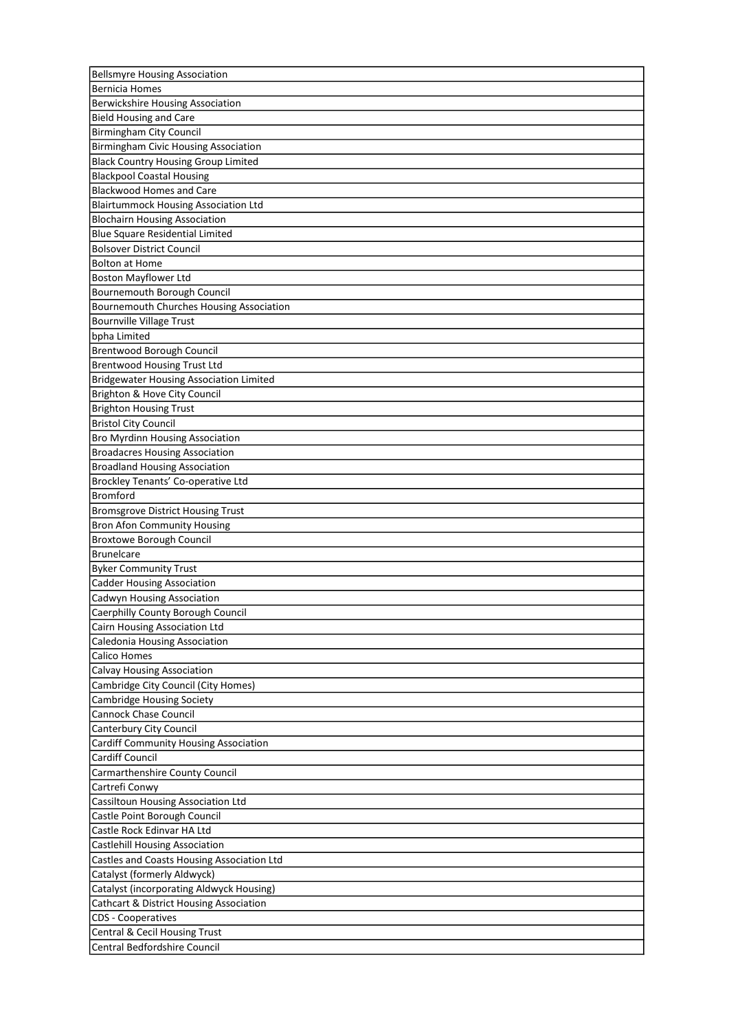| Bellsmyre Housing Association |
| --- |
| Bernicia Homes |
| Berwickshire Housing Association |
| Bield Housing and Care |
| Birmingham City Council |
| Birmingham Civic Housing Association |
| Black Country Housing Group Limited |
| Blackpool Coastal Housing |
| Blackwood Homes and Care |
| Blairtummock Housing Association Ltd |
| Blochairn Housing Association |
| Blue Square Residential Limited |
| Bolsover District Council |
| Bolton at Home |
| Boston Mayflower Ltd |
| Bournemouth Borough Council |
| Bournemouth Churches Housing Association |
| Bournville Village Trust |
| bpha Limited |
| Brentwood Borough Council |
| Brentwood Housing Trust Ltd |
| Bridgewater Housing Association Limited |
| Brighton & Hove City Council |
| Brighton Housing Trust |
| Bristol City Council |
| Bro Myrdinn Housing Association |
| Broadacres Housing Association |
| Broadland Housing Association |
| Brockley Tenants' Co-operative Ltd |
| Bromford |
| Bromsgrove District Housing Trust |
| Bron Afon Community Housing |
| Broxtowe Borough Council |
| Brunelcare |
| Byker Community Trust |
| Cadder Housing Association |
| Cadwyn Housing Association |
| Caerphilly County Borough Council |
| Cairn Housing Association Ltd |
| Caledonia Housing Association |
| Calico Homes |
| Calvay Housing Association |
| Cambridge City Council (City Homes) |
| Cambridge Housing Society |
| Cannock Chase Council |
| Canterbury City Council |
| Cardiff Community Housing Association |
| Cardiff Council |
| Carmarthenshire County Council |
| Cartrefi Conwy |
| Cassiltoun Housing Association Ltd |
| Castle Point Borough Council |
| Castle Rock Edinvar HA Ltd |
| Castlehill Housing Association |
| Castles and Coasts Housing Association Ltd |
| Catalyst (formerly Aldwyck) |
| Catalyst (incorporating Aldwyck Housing) |
| Cathcart & District Housing Association |
| CDS - Cooperatives |
| Central & Cecil Housing Trust |
| Central Bedfordshire Council |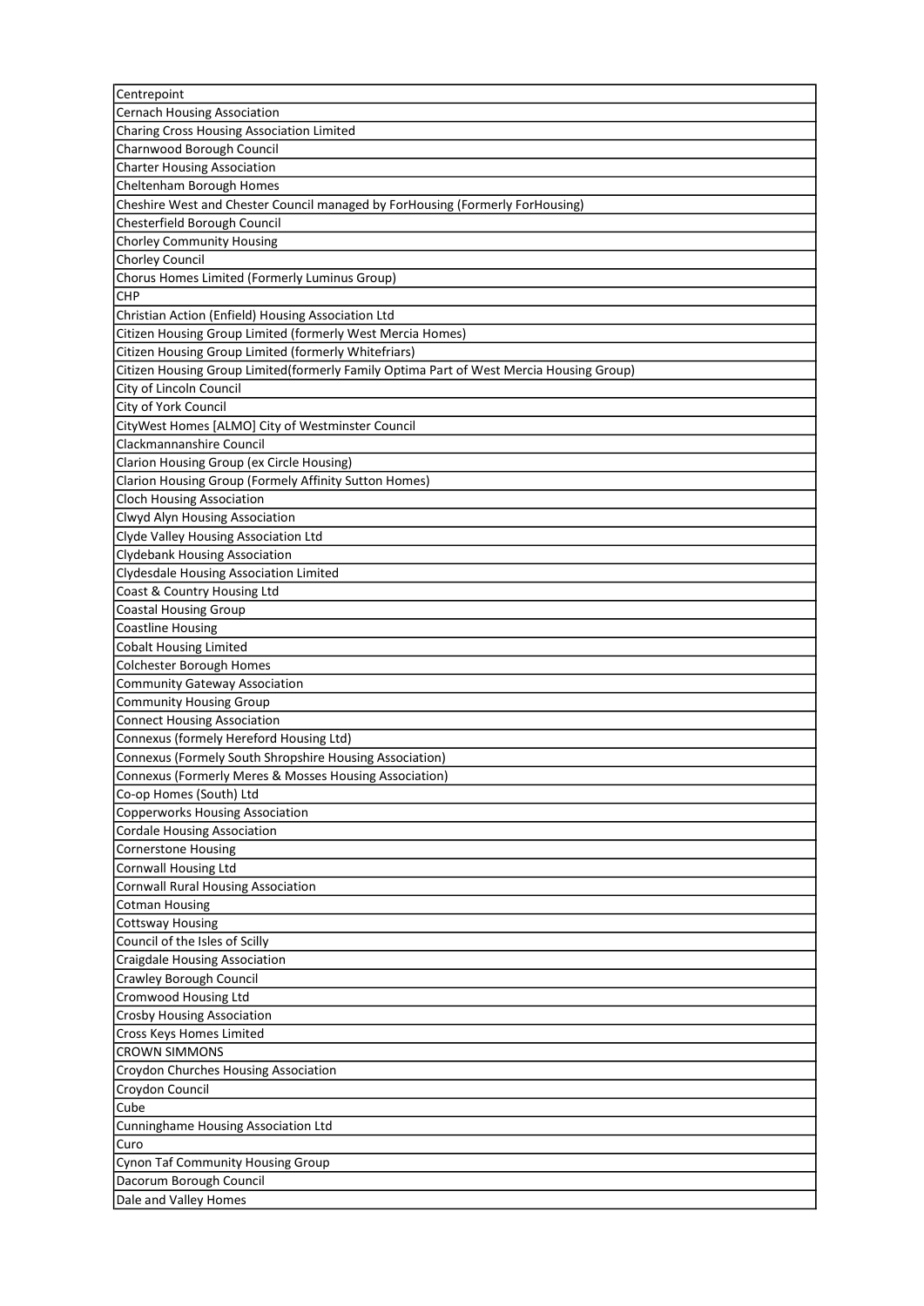| Centrepoint |
|---|
| Cernach Housing Association |
| Charing Cross Housing Association Limited |
| Charnwood Borough Council |
| Charter Housing Association |
| Cheltenham Borough Homes |
| Cheshire West and Chester Council managed by ForHousing (Formerly ForHousing) |
| Chesterfield Borough Council |
| Chorley Community Housing |
| Chorley Council |
| Chorus Homes Limited (Formerly Luminus Group) |
| CHP |
| Christian Action (Enfield) Housing Association Ltd |
| Citizen Housing Group Limited (formerly West Mercia Homes) |
| Citizen Housing Group Limited (formerly Whitefriars) |
| Citizen Housing Group Limited(formerly Family Optima Part of West Mercia Housing Group) |
| City of Lincoln Council |
| City of York Council |
| CityWest Homes [ALMO] City of Westminster Council |
| Clackmannanshire Council |
| Clarion Housing Group (ex Circle Housing) |
| Clarion Housing Group (Formely Affinity Sutton Homes) |
| Cloch Housing Association |
| Clwyd Alyn Housing Association |
| Clyde Valley Housing Association Ltd |
| Clydebank Housing Association |
| Clydesdale Housing Association Limited |
| Coast & Country Housing Ltd |
| Coastal Housing Group |
| Coastline Housing |
| Cobalt Housing Limited |
| Colchester Borough Homes |
| Community Gateway Association |
| Community Housing Group |
| Connect Housing Association |
| Connexus (formely Hereford Housing Ltd) |
| Connexus (Formely South Shropshire Housing Association) |
| Connexus (Formerly Meres & Mosses Housing Association) |
| Co-op Homes (South) Ltd |
| Copperworks Housing Association |
| Cordale Housing Association |
| Cornerstone Housing |
| Cornwall Housing Ltd |
| Cornwall Rural Housing Association |
| Cotman Housing |
| Cottsway Housing |
| Council of the Isles of Scilly |
| Craigdale Housing Association |
| Crawley Borough Council |
| Cromwood Housing Ltd |
| Crosby Housing Association |
| Cross Keys Homes Limited |
| CROWN SIMMONS |
| Croydon Churches Housing Association |
| Croydon Council |
| Cube |
| Cunninghame Housing Association Ltd |
| Curo |
| Cynon Taf Community Housing Group |
| Dacorum Borough Council |
| Dale and Valley Homes |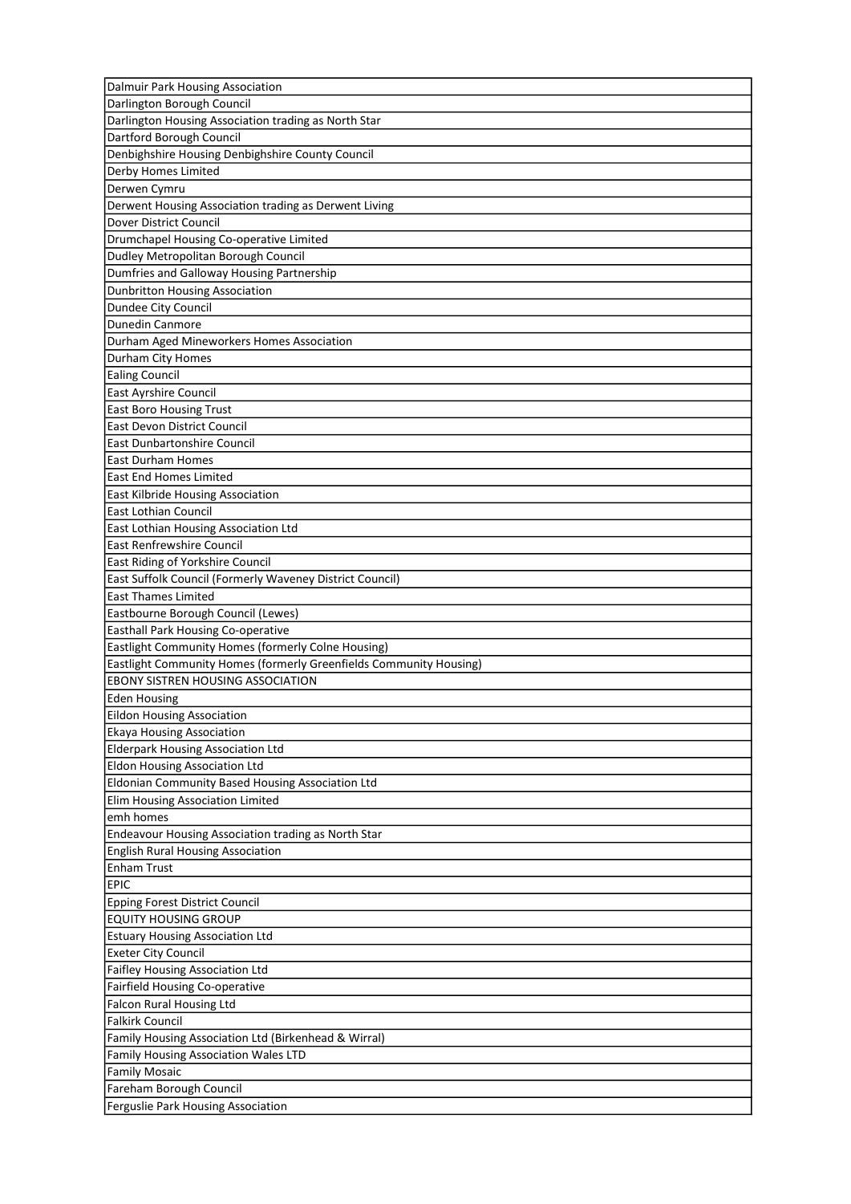| Dalmuir Park Housing Association |
|---|
| Darlington Borough Council |
| Darlington Housing Association trading as North Star |
| Dartford Borough Council |
| Denbighshire Housing Denbighshire County Council |
| Derby Homes Limited |
| Derwen Cymru |
| Derwent Housing Association trading as Derwent Living |
| Dover District Council |
| Drumchapel Housing Co-operative Limited |
| Dudley Metropolitan Borough Council |
| Dumfries and Galloway Housing Partnership |
| Dunbritton Housing Association |
| Dundee City Council |
| Dunedin Canmore |
| Durham Aged Mineworkers Homes Association |
| Durham City Homes |
| Ealing Council |
| East Ayrshire Council |
| East Boro Housing Trust |
| East Devon District Council |
| East Dunbartonshire Council |
| East Durham Homes |
| East End Homes Limited |
| East Kilbride Housing Association |
| East Lothian Council |
| East Lothian Housing Association Ltd |
| East Renfrewshire Council |
| East Riding of Yorkshire Council |
| East Suffolk Council (Formerly Waveney District Council) |
| East Thames Limited |
| Eastbourne Borough Council (Lewes) |
| Easthall Park Housing Co-operative |
| Eastlight Community Homes (formerly Colne Housing) |
| Eastlight Community Homes (formerly Greenfields Community Housing) |
| EBONY SISTREN HOUSING ASSOCIATION |
| Eden Housing |
| Eildon Housing Association |
| Ekaya Housing Association |
| Elderpark Housing Association Ltd |
| Eldon Housing Association Ltd |
| Eldonian Community Based Housing Association Ltd |
| Elim Housing Association Limited |
| emh homes |
| Endeavour Housing Association trading as North Star |
| English Rural Housing Association |
| Enham Trust |
| EPIC |
| Epping Forest District Council |
| EQUITY HOUSING GROUP |
| Estuary Housing Association Ltd |
| Exeter City Council |
| Faifley Housing Association Ltd |
| Fairfield Housing Co-operative |
| Falcon Rural Housing Ltd |
| Falkirk Council |
| Family Housing Association Ltd (Birkenhead & Wirral) |
| Family Housing Association Wales LTD |
| Family Mosaic |
| Fareham Borough Council |
| Ferguslie Park Housing Association |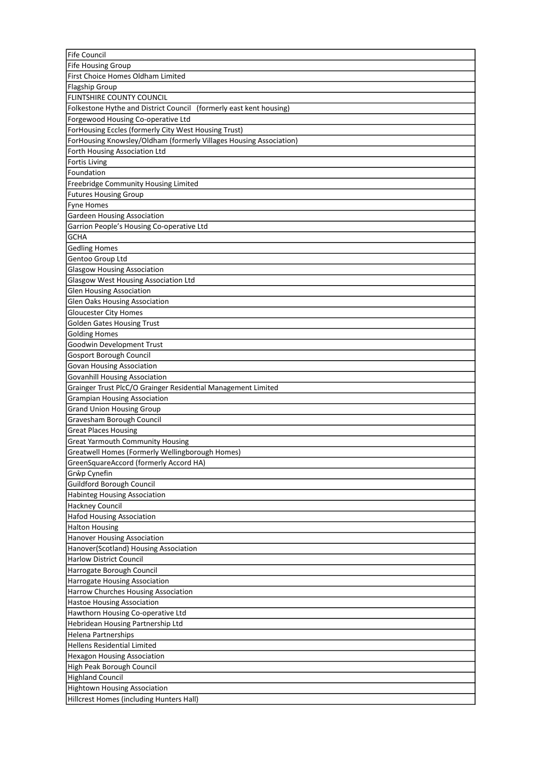| Fife Council |
|---|
| Fife Housing Group |
| First Choice Homes Oldham Limited |
| Flagship Group |
| FLINTSHIRE COUNTY COUNCIL |
| Folkestone Hythe and District Council (formerly east kent housing) |
| Forgewood Housing Co-operative Ltd |
| ForHousing Eccles (formerly City West Housing Trust) |
| ForHousing Knowsley/Oldham (formerly Villages Housing Association) |
| Forth Housing Association Ltd |
| Fortis Living |
| Foundation |
| Freebridge Community Housing Limited |
| Futures Housing Group |
| Fyne Homes |
| Gardeen Housing Association |
| Garrion People's Housing Co-operative Ltd |
| GCHA |
| Gedling Homes |
| Gentoo Group Ltd |
| Glasgow Housing Association |
| Glasgow West Housing Association Ltd |
| Glen Housing Association |
| Glen Oaks Housing Association |
| Gloucester City Homes |
| Golden Gates Housing Trust |
| Golding Homes |
| Goodwin Development Trust |
| Gosport Borough Council |
| Govan Housing Association |
| Govanhill Housing Association |
| Grainger Trust PlcC/O Grainger Residential Management Limited |
| Grampian Housing Association |
| Grand Union Housing Group |
| Gravesham Borough Council |
| Great Places Housing |
| Great Yarmouth Community Housing |
| Greatwell Homes (Formerly Wellingborough Homes) |
| GreenSquareAccord (formerly Accord HA) |
| Grŵp Cynefin |
| Guildford Borough Council |
| Habinteg Housing Association |
| Hackney Council |
| Hafod Housing Association |
| Halton Housing |
| Hanover Housing Association |
| Hanover(Scotland) Housing Association |
| Harlow District Council |
| Harrogate Borough Council |
| Harrogate Housing Association |
| Harrow Churches Housing Association |
| Hastoe Housing Association |
| Hawthorn Housing Co-operative Ltd |
| Hebridean Housing Partnership Ltd |
| Helena Partnerships |
| Hellens Residential Limited |
| Hexagon Housing Association |
| High Peak Borough Council |
| Highland Council |
| Hightown Housing Association |
| Hillcrest Homes (including Hunters Hall) |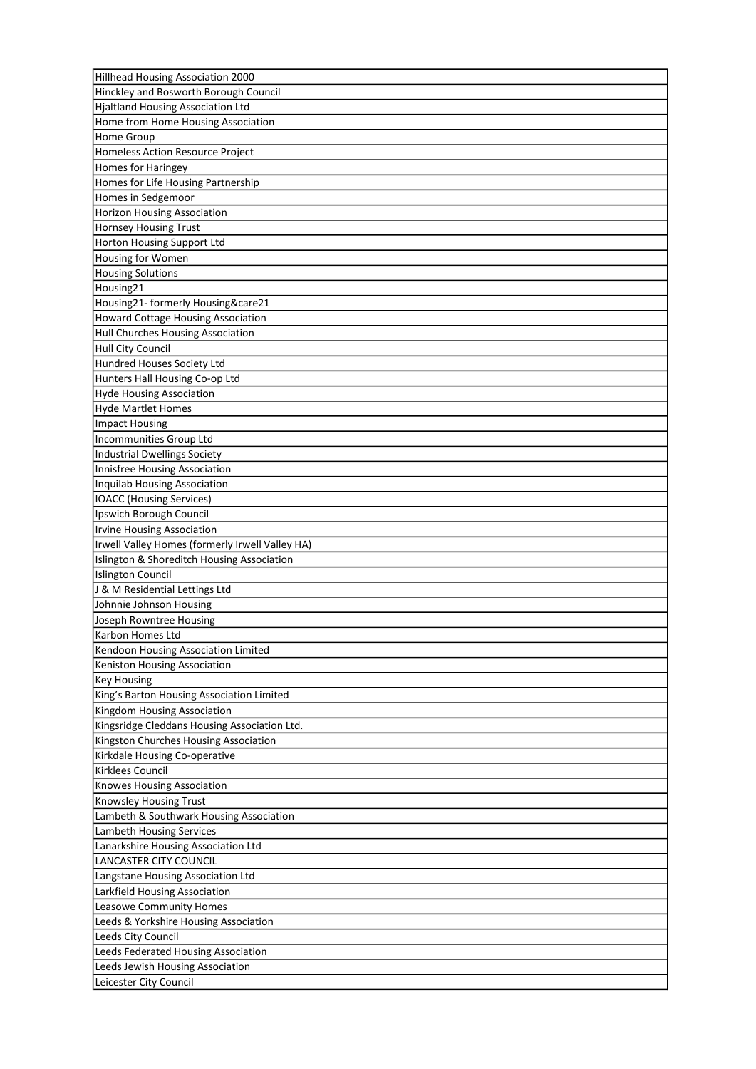| Hillhead Housing Association 2000 |
|---|
| Hinckley and Bosworth Borough Council |
| Hjaltland Housing Association Ltd |
| Home from Home Housing Association |
| Home Group |
| Homeless Action Resource Project |
| Homes for Haringey |
| Homes for Life Housing Partnership |
| Homes in Sedgemoor |
| Horizon Housing Association |
| Hornsey Housing Trust |
| Horton Housing Support Ltd |
| Housing for Women |
| Housing Solutions |
| Housing21 |
| Housing21- formerly Housing&care21 |
| Howard Cottage Housing Association |
| Hull Churches Housing Association |
| Hull City Council |
| Hundred Houses Society Ltd |
| Hunters Hall Housing Co-op Ltd |
| Hyde Housing Association |
| Hyde Martlet Homes |
| Impact Housing |
| Incommunities Group Ltd |
| Industrial Dwellings Society |
| Innisfree Housing Association |
| Inquilab Housing Association |
| IOACC (Housing Services) |
| Ipswich Borough Council |
| Irvine Housing Association |
| Irwell Valley Homes (formerly Irwell Valley HA) |
| Islington & Shoreditch Housing Association |
| Islington Council |
| J & M Residential Lettings Ltd |
| Johnnie Johnson Housing |
| Joseph Rowntree Housing |
| Karbon Homes Ltd |
| Kendoon Housing Association Limited |
| Keniston Housing Association |
| Key Housing |
| King's Barton Housing Association Limited |
| Kingdom Housing Association |
| Kingsridge Cleddans Housing Association Ltd. |
| Kingston Churches Housing Association |
| Kirkdale Housing Co-operative |
| Kirklees Council |
| Knowes Housing Association |
| Knowsley Housing Trust |
| Lambeth & Southwark Housing Association |
| Lambeth Housing Services |
| Lanarkshire Housing Association Ltd |
| LANCASTER CITY COUNCIL |
| Langstane Housing Association Ltd |
| Larkfield Housing Association |
| Leasowe Community Homes |
| Leeds & Yorkshire Housing Association |
| Leeds City Council |
| Leeds Federated Housing Association |
| Leeds Jewish Housing Association |
| Leicester City Council |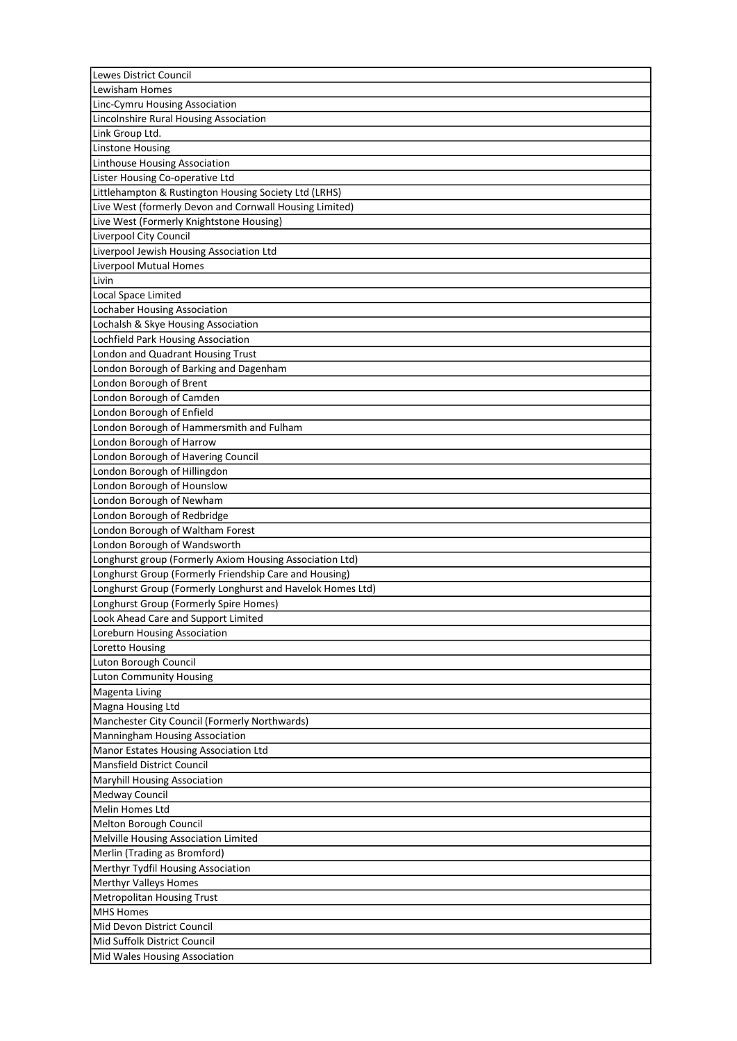| Lewes District Council |
|---|
| Lewisham Homes |
| Linc-Cymru Housing Association |
| Lincolnshire Rural Housing Association |
| Link Group Ltd. |
| Linstone Housing |
| Linthouse Housing Association |
| Lister Housing Co-operative Ltd |
| Littlehampton & Rustington Housing Society Ltd (LRHS) |
| Live West (formerly Devon and Cornwall Housing Limited) |
| Live West (Formerly Knightstone Housing) |
| Liverpool City Council |
| Liverpool Jewish Housing Association Ltd |
| Liverpool Mutual Homes |
| Livin |
| Local Space Limited |
| Lochaber Housing Association |
| Lochalsh & Skye Housing Association |
| Lochfield Park Housing Association |
| London and Quadrant Housing Trust |
| London Borough of Barking and Dagenham |
| London Borough of Brent |
| London Borough of Camden |
| London Borough of Enfield |
| London Borough of Hammersmith and Fulham |
| London Borough of Harrow |
| London Borough of Havering Council |
| London Borough of Hillingdon |
| London Borough of Hounslow |
| London Borough of Newham |
| London Borough of Redbridge |
| London Borough of Waltham Forest |
| London Borough of Wandsworth |
| Longhurst group (Formerly Axiom Housing Association Ltd) |
| Longhurst Group (Formerly Friendship Care and Housing) |
| Longhurst Group (Formerly Longhurst and Havelok Homes Ltd) |
| Longhurst Group (Formerly Spire Homes) |
| Look Ahead Care and Support Limited |
| Loreburn Housing Association |
| Loretto Housing |
| Luton Borough Council |
| Luton Community Housing |
| Magenta Living |
| Magna Housing Ltd |
| Manchester City Council (Formerly Northwards) |
| Manningham Housing Association |
| Manor Estates Housing Association Ltd |
| Mansfield District Council |
| Maryhill Housing Association |
| Medway Council |
| Melin Homes Ltd |
| Melton Borough Council |
| Melville Housing Association Limited |
| Merlin (Trading as Bromford) |
| Merthyr Tydfil Housing Association |
| Merthyr Valleys Homes |
| Metropolitan Housing Trust |
| MHS Homes |
| Mid Devon District Council |
| Mid Suffolk District Council |
| Mid Wales Housing Association |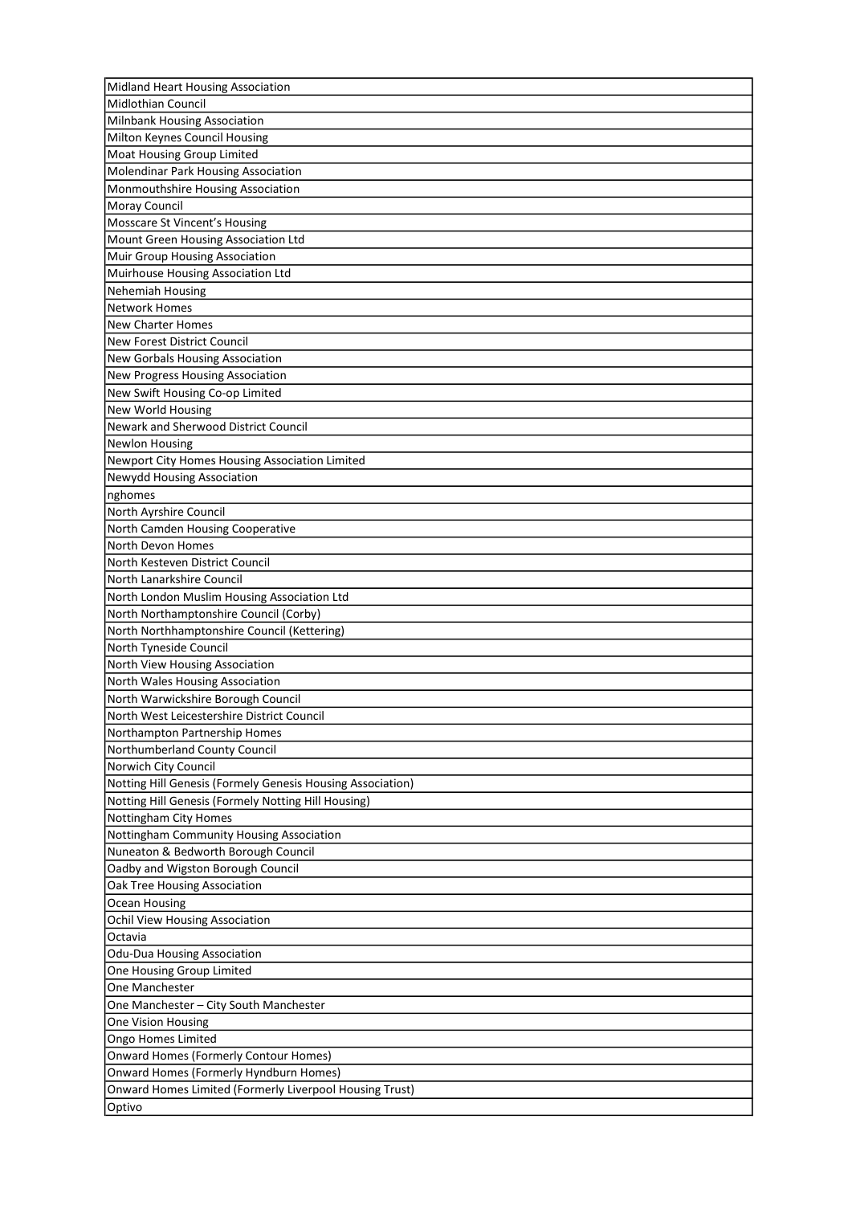| Midland Heart Housing Association |
|---|
| Midlothian Council |
| Milnbank Housing Association |
| Milton Keynes Council Housing |
| Moat Housing Group Limited |
| Molendinar Park Housing Association |
| Monmouthshire Housing Association |
| Moray Council |
| Mosscare St Vincent's Housing |
| Mount Green Housing Association Ltd |
| Muir Group Housing Association |
| Muirhouse Housing Association Ltd |
| Nehemiah Housing |
| Network Homes |
| New Charter Homes |
| New Forest District Council |
| New Gorbals Housing Association |
| New Progress Housing Association |
| New Swift Housing Co-op Limited |
| New World Housing |
| Newark and Sherwood District Council |
| Newlon Housing |
| Newport City Homes Housing Association Limited |
| Newydd Housing Association |
| nghomes |
| North Ayrshire Council |
| North Camden Housing Cooperative |
| North Devon Homes |
| North Kesteven District Council |
| North Lanarkshire Council |
| North London Muslim Housing Association Ltd |
| North Northamptonshire Council (Corby) |
| North Northhamptonshire Council (Kettering) |
| North Tyneside Council |
| North View Housing Association |
| North Wales Housing Association |
| North Warwickshire Borough Council |
| North West Leicestershire District Council |
| Northampton Partnership Homes |
| Northumberland County Council |
| Norwich City Council |
| Notting Hill Genesis (Formely Genesis Housing Association) |
| Notting Hill Genesis (Formely Notting Hill Housing) |
| Nottingham City Homes |
| Nottingham Community Housing Association |
| Nuneaton & Bedworth Borough Council |
| Oadby and Wigston Borough Council |
| Oak Tree Housing Association |
| Ocean Housing |
| Ochil View Housing Association |
| Octavia |
| Odu-Dua Housing Association |
| One Housing Group Limited |
| One Manchester |
| One Manchester – City South Manchester |
| One Vision Housing |
| Ongo Homes Limited |
| Onward Homes (Formerly Contour Homes) |
| Onward Homes (Formerly Hyndburn Homes) |
| Onward Homes Limited (Formerly Liverpool Housing Trust) |
| Optivo |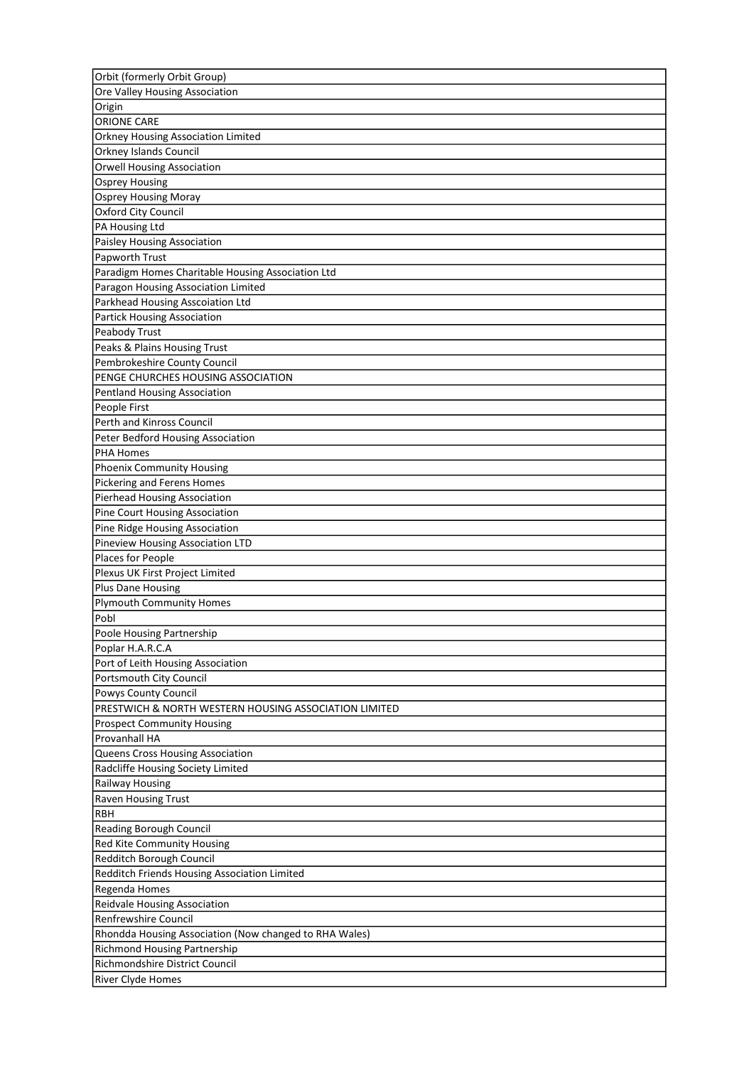| Orbit (formerly Orbit Group) |
|---|
| Ore Valley Housing Association |
| Origin |
| ORIONE CARE |
| Orkney Housing Association Limited |
| Orkney Islands Council |
| Orwell Housing Association |
| Osprey Housing |
| Osprey Housing Moray |
| Oxford City Council |
| PA Housing Ltd |
| Paisley Housing Association |
| Papworth Trust |
| Paradigm Homes Charitable Housing Association Ltd |
| Paragon Housing Association Limited |
| Parkhead Housing Asscoiation Ltd |
| Partick Housing Association |
| Peabody Trust |
| Peaks & Plains Housing Trust |
| Pembrokeshire County Council |
| PENGE CHURCHES HOUSING ASSOCIATION |
| Pentland Housing Association |
| People First |
| Perth and Kinross Council |
| Peter Bedford Housing Association |
| PHA Homes |
| Phoenix Community Housing |
| Pickering and Ferens Homes |
| Pierhead Housing Association |
| Pine Court Housing Association |
| Pine Ridge Housing Association |
| Pineview Housing Association LTD |
| Places for People |
| Plexus UK First Project Limited |
| Plus Dane Housing |
| Plymouth Community Homes |
| Pobl |
| Poole Housing Partnership |
| Poplar H.A.R.C.A |
| Port of Leith Housing Association |
| Portsmouth City Council |
| Powys County Council |
| PRESTWICH & NORTH WESTERN HOUSING ASSOCIATION LIMITED |
| Prospect Community Housing |
| Provanhall HA |
| Queens Cross Housing Association |
| Radcliffe Housing Society Limited |
| Railway Housing |
| Raven Housing Trust |
| RBH |
| Reading Borough Council |
| Red Kite Community Housing |
| Redditch Borough Council |
| Redditch Friends Housing Association Limited |
| Regenda Homes |
| Reidvale Housing Association |
| Renfrewshire Council |
| Rhondda Housing Association (Now changed to RHA Wales) |
| Richmond Housing Partnership |
| Richmondshire District Council |
| River Clyde Homes |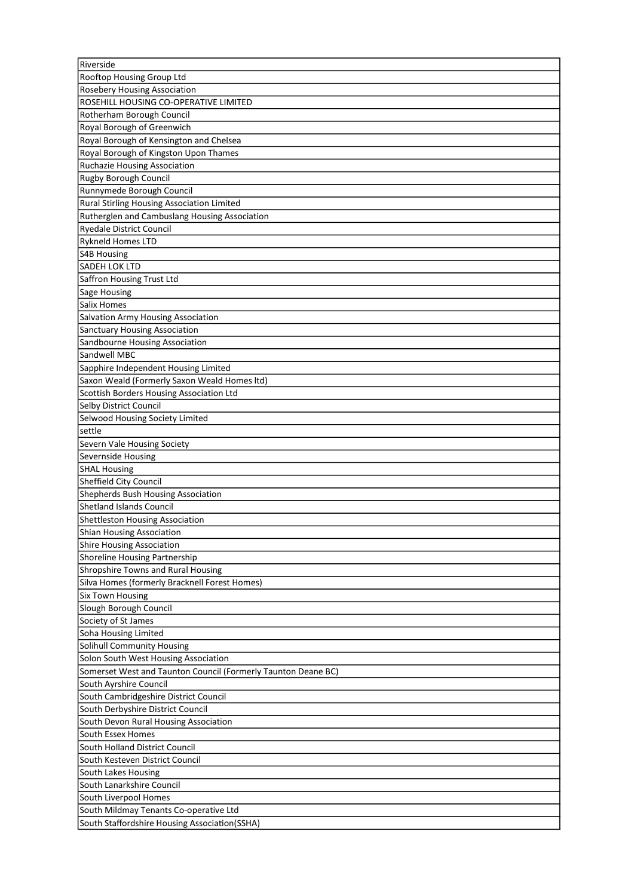| Riverside |
| --- |
| Rooftop Housing Group Ltd |
| Rosebery Housing Association |
| ROSEHILL HOUSING CO-OPERATIVE LIMITED |
| Rotherham Borough Council |
| Royal Borough of Greenwich |
| Royal Borough of Kensington and Chelsea |
| Royal Borough of Kingston Upon Thames |
| Ruchazie Housing Association |
| Rugby Borough Council |
| Runnymede Borough Council |
| Rural Stirling Housing Association Limited |
| Rutherglen and Cambuslang Housing Association |
| Ryedale District Council |
| Rykneld Homes LTD |
| S4B Housing |
| SADEH LOK LTD |
| Saffron Housing Trust Ltd |
| Sage Housing |
| Salix Homes |
| Salvation Army Housing Association |
| Sanctuary Housing Association |
| Sandbourne Housing Association |
| Sandwell MBC |
| Sapphire Independent Housing Limited |
| Saxon Weald (Formerly Saxon Weald Homes ltd) |
| Scottish Borders Housing Association Ltd |
| Selby District Council |
| Selwood Housing Society Limited |
| settle |
| Severn Vale Housing Society |
| Severnside Housing |
| SHAL Housing |
| Sheffield City Council |
| Shepherds Bush Housing Association |
| Shetland Islands Council |
| Shettleston Housing Association |
| Shian Housing Association |
| Shire Housing Association |
| Shoreline Housing Partnership |
| Shropshire Towns and Rural Housing |
| Silva Homes (formerly Bracknell Forest Homes) |
| Six Town Housing |
| Slough Borough Council |
| Society of St James |
| Soha Housing Limited |
| Solihull Community Housing |
| Solon South West Housing Association |
| Somerset West and Taunton Council (Formerly Taunton Deane BC) |
| South Ayrshire Council |
| South Cambridgeshire District Council |
| South Derbyshire District Council |
| South Devon Rural Housing Association |
| South Essex Homes |
| South Holland District Council |
| South Kesteven District Council |
| South Lakes Housing |
| South Lanarkshire Council |
| South Liverpool Homes |
| South Mildmay Tenants Co-operative Ltd |
| South Staffordshire Housing Association(SSHA) |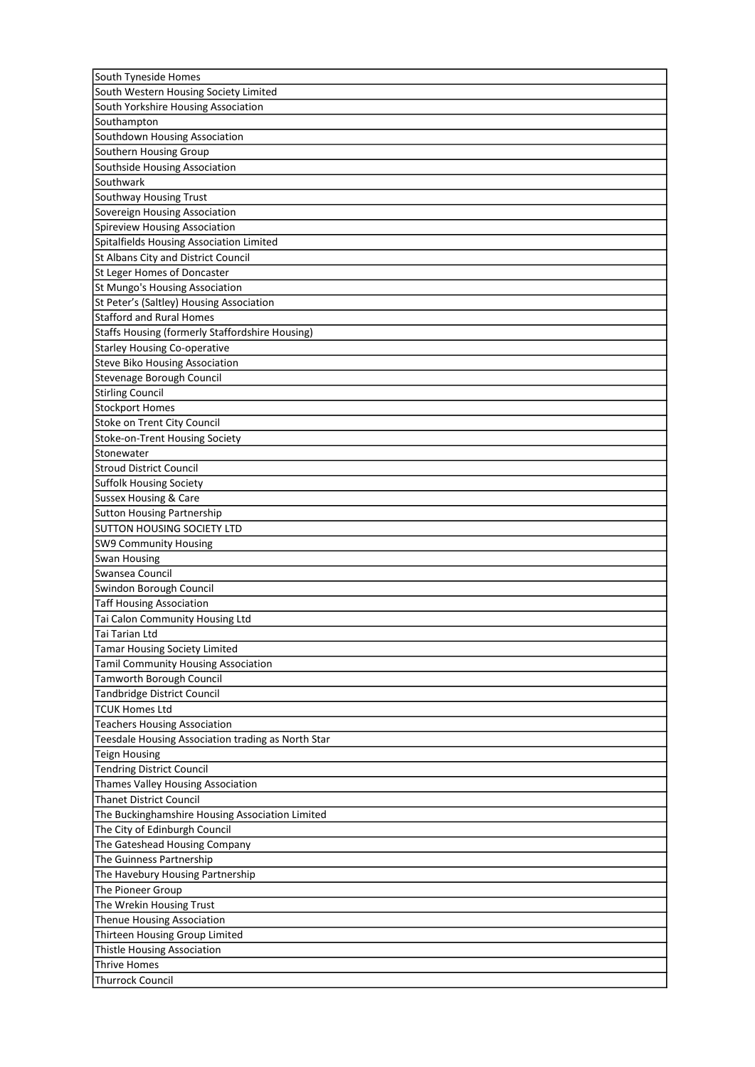| South Tyneside Homes |
|---|
| South Western Housing Society Limited |
| South Yorkshire Housing Association |
| Southampton |
| Southdown Housing Association |
| Southern Housing Group |
| Southside Housing Association |
| Southwark |
| Southway Housing Trust |
| Sovereign Housing Association |
| Spireview Housing Association |
| Spitalfields Housing Association Limited |
| St Albans City and District Council |
| St Leger Homes of Doncaster |
| St Mungo's Housing Association |
| St Peter’s (Saltley) Housing Association |
| Stafford and Rural Homes |
| Staffs Housing (formerly Staffordshire Housing) |
| Starley Housing Co-operative |
| Steve Biko Housing Association |
| Stevenage Borough Council |
| Stirling Council |
| Stockport Homes |
| Stoke on Trent City Council |
| Stoke-on-Trent Housing Society |
| Stonewater |
| Stroud District Council |
| Suffolk Housing Society |
| Sussex Housing & Care |
| Sutton Housing Partnership |
| SUTTON HOUSING SOCIETY LTD |
| SW9 Community Housing |
| Swan Housing |
| Swansea Council |
| Swindon Borough Council |
| Taff Housing Association |
| Tai Calon Community Housing Ltd |
| Tai Tarian Ltd |
| Tamar Housing Society Limited |
| Tamil Community Housing Association |
| Tamworth Borough Council |
| Tandbridge District Council |
| TCUK Homes Ltd |
| Teachers Housing Association |
| Teesdale Housing Association trading as North Star |
| Teign Housing |
| Tendring District Council |
| Thames Valley Housing Association |
| Thanet District Council |
| The Buckinghamshire Housing Association Limited |
| The City of Edinburgh Council |
| The Gateshead Housing Company |
| The Guinness Partnership |
| The Havebury Housing Partnership |
| The Pioneer Group |
| The Wrekin Housing Trust |
| Thenue Housing Association |
| Thirteen Housing Group Limited |
| Thistle Housing Association |
| Thrive Homes |
| Thurrock Council |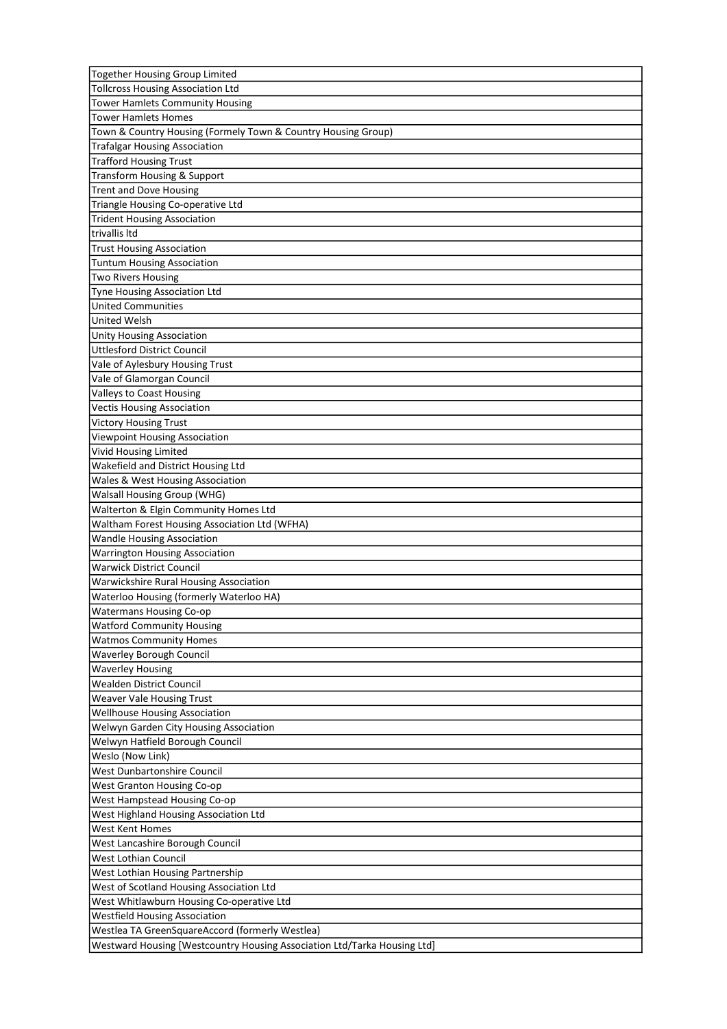| Together Housing Group Limited |
|---|
| Tollcross Housing Association Ltd |
| Tower Hamlets Community Housing |
| Tower Hamlets Homes |
| Town & Country Housing (Formely Town & Country Housing Group) |
| Trafalgar Housing Association |
| Trafford Housing Trust |
| Transform Housing & Support |
| Trent and Dove Housing |
| Triangle Housing Co-operative Ltd |
| Trident Housing Association |
| trivallis ltd |
| Trust Housing Association |
| Tuntum Housing Association |
| Two Rivers Housing |
| Tyne Housing Association Ltd |
| United Communities |
| United Welsh |
| Unity Housing Association |
| Uttlesford District Council |
| Vale of Aylesbury Housing Trust |
| Vale of Glamorgan Council |
| Valleys to Coast Housing |
| Vectis Housing Association |
| Victory Housing Trust |
| Viewpoint Housing Association |
| Vivid Housing Limited |
| Wakefield and District Housing Ltd |
| Wales & West Housing Association |
| Walsall Housing Group (WHG) |
| Walterton & Elgin Community Homes Ltd |
| Waltham Forest Housing Association Ltd (WFHA) |
| Wandle Housing Association |
| Warrington Housing Association |
| Warwick District Council |
| Warwickshire Rural Housing Association |
| Waterloo Housing (formerly Waterloo HA) |
| Watermans Housing Co-op |
| Watford Community Housing |
| Watmos Community Homes |
| Waverley Borough Council |
| Waverley Housing |
| Wealden District Council |
| Weaver Vale Housing Trust |
| Wellhouse Housing Association |
| Welwyn Garden City Housing Association |
| Welwyn Hatfield Borough Council |
| Weslo (Now Link) |
| West Dunbartonshire Council |
| West Granton Housing Co-op |
| West Hampstead Housing Co-op |
| West Highland Housing Association Ltd |
| West Kent Homes |
| West Lancashire Borough Council |
| West Lothian Council |
| West Lothian Housing Partnership |
| West of Scotland Housing Association Ltd |
| West Whitlawburn Housing Co-operative Ltd |
| Westfield Housing Association |
| Westlea TA GreenSquareAccord (formerly Westlea) |
| Westward Housing [Westcountry Housing Association Ltd/Tarka Housing Ltd] |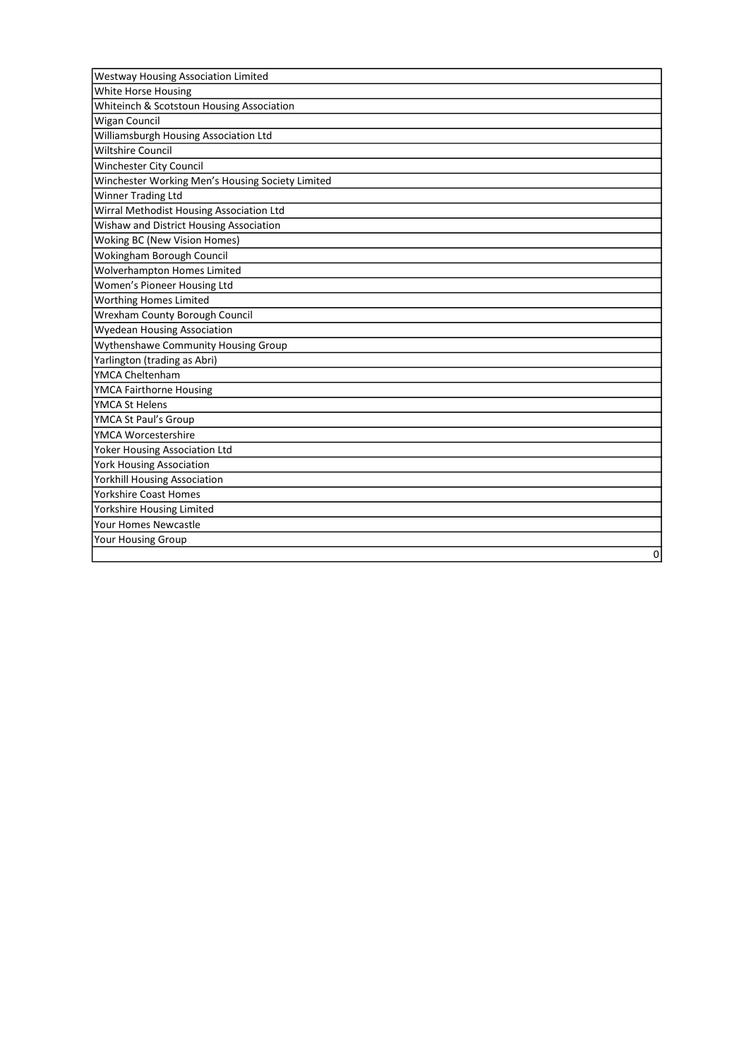| |
|---|
| Westway Housing Association Limited |
| White Horse Housing |
| Whiteinch & Scotstoun Housing Association |
| Wigan Council |
| Williamsburgh Housing Association Ltd |
| Wiltshire Council |
| Winchester City Council |
| Winchester Working Men's Housing Society Limited |
| Winner Trading Ltd |
| Wirral Methodist Housing Association Ltd |
| Wishaw and District Housing Association |
| Woking BC (New Vision Homes) |
| Wokingham Borough Council |
| Wolverhampton Homes Limited |
| Women's Pioneer Housing Ltd |
| Worthing Homes Limited |
| Wrexham County Borough Council |
| Wyedean Housing Association |
| Wythenshawe Community Housing Group |
| Yarlington (trading as Abri) |
| YMCA Cheltenham |
| YMCA Fairthorne Housing |
| YMCA St Helens |
| YMCA St Paul's Group |
| YMCA Worcestershire |
| Yoker Housing Association Ltd |
| York Housing Association |
| Yorkhill Housing Association |
| Yorkshire Coast Homes |
| Yorkshire Housing Limited |
| Your Homes Newcastle |
| Your Housing Group |
| 0 |